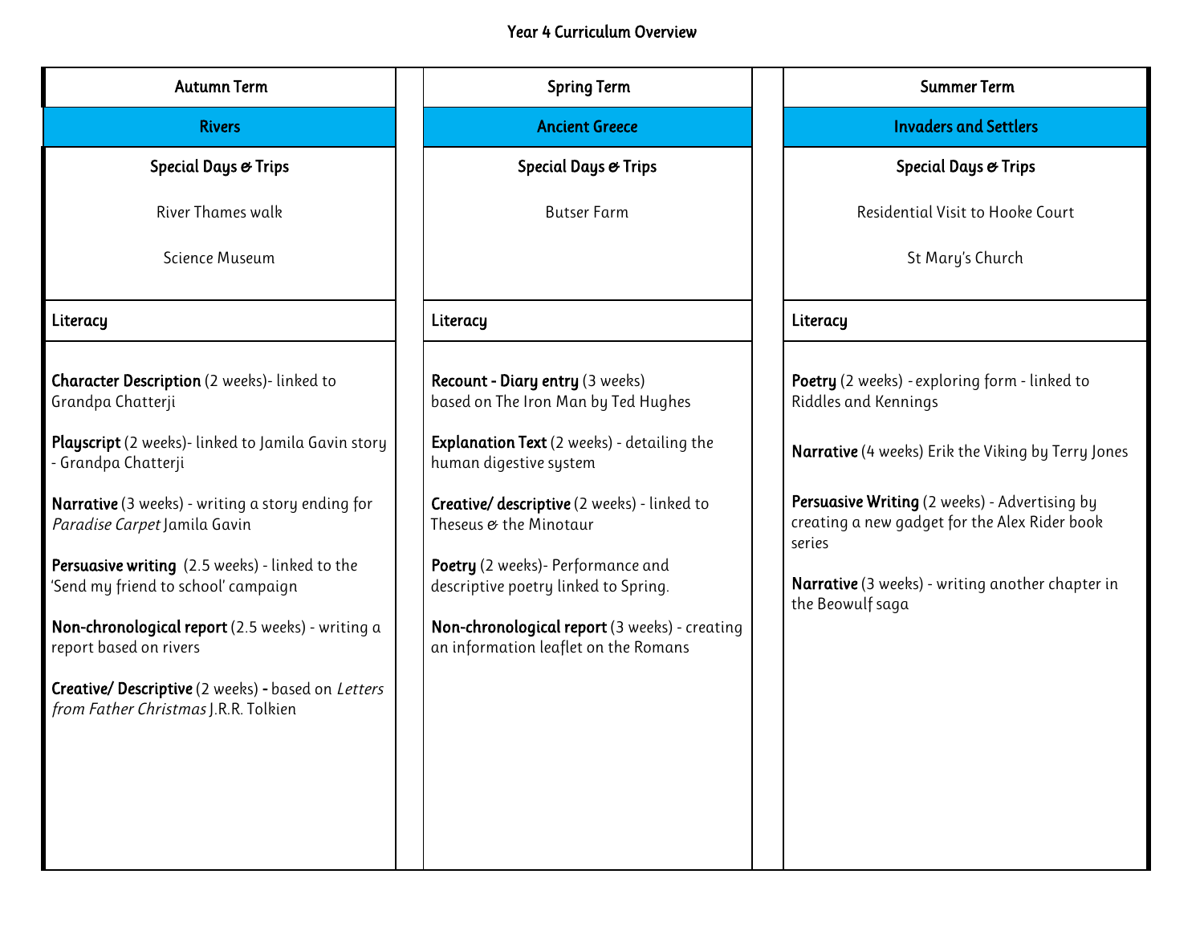# Year 4 Curriculum Overview

| Autumn Term | Spring Term | Summer Term |
| --- | --- | --- |
| **Rivers** | **Ancient Greece** | **Invaders and Settlers** |
| **Special Days & Trips**<br><br>River Thames walk<br><br>Science Museum | **Special Days & Trips**<br><br>Butser Farm | **Special Days & Trips**<br><br>Residential Visit to Hooke Court<br><br>St Mary's Church |
| **Literacy** | **Literacy** | **Literacy** |
| **Character Description** (2 weeks)- linked to Grandpa Chatterji<br><br>**Playscript** (2 weeks)- linked to Jamila Gavin story - Grandpa Chatterji<br><br>**Narrative** (3 weeks) - writing a story ending for *Paradise Carpet* Jamila Gavin<br><br>**Persuasive writing** (2.5 weeks) - linked to the 'Send my friend to school' campaign<br><br>**Non-chronological report** (2.5 weeks) - writing a report based on rivers<br><br>**Creative/ Descriptive** (2 weeks) **-** based on *Letters from Father Christmas* J.R.R. Tolkien | **Recount - Diary entry** (3 weeks) based on The Iron Man by Ted Hughes<br><br>**Explanation Text** (2 weeks) - detailing the human digestive system<br><br>**Creative/ descriptive** (2 weeks) - linked to Theseus & the Minotaur<br><br>**Poetry** (2 weeks)- Performance and descriptive poetry linked to Spring.<br><br>**Non-chronological report** (3 weeks) - creating an information leaflet on the Romans | **Poetry** (2 weeks) - exploring form - linked to Riddles and Kennings<br><br>**Narrative** (4 weeks) Erik the Viking by Terry Jones<br><br>**Persuasive Writing** (2 weeks) - Advertising by creating a new gadget for the Alex Rider book series<br><br>**Narrative** (3 weeks) - writing another chapter in the Beowulf saga |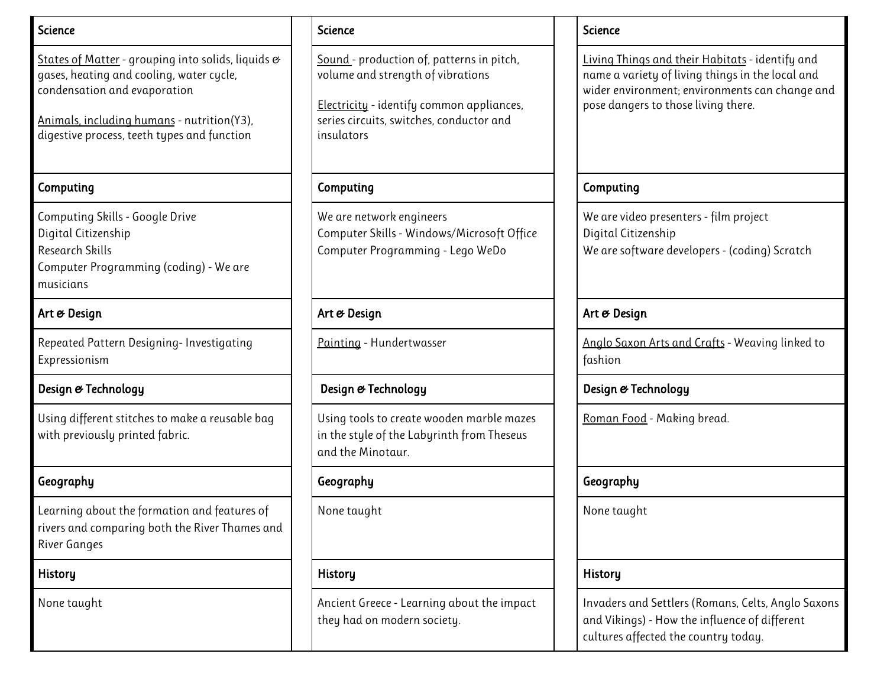| Science | Science | Science |
|---|---|---|
| States of Matter - grouping into solids, liquids & gases, heating and cooling, water cycle, condensation and evaporation<br><br>Animals, including humans - nutrition(Y3), digestive process, teeth types and function | Sound - production of, patterns in pitch, volume and strength of vibrations<br><br>Electricity - identify common appliances, series circuits, switches, conductor and insulators | Living Things and their Habitats - identify and name a variety of living things in the local and wider environment; environments can change and pose dangers to those living there. |
| **Computing** | **Computing** | **Computing** |
| Computing Skills - Google Drive<br>Digital Citizenship<br>Research Skills<br>Computer Programming (coding) - We are musicians | We are network engineers<br>Computer Skills - Windows/Microsoft Office<br>Computer Programming - Lego WeDo | We are video presenters - film project<br>Digital Citizenship<br>We are software developers - (coding) Scratch |
| **Art & Design** | **Art & Design** | **Art & Design** |
| Repeated Pattern Designing- Investigating Expressionism | Painting - Hundertwasser | Anglo Saxon Arts and Crafts - Weaving linked to fashion |
| **Design & Technology** | **Design & Technology** | **Design & Technology** |
| Using different stitches to make a reusable bag with previously printed fabric. | Using tools to create wooden marble mazes in the style of the Labyrinth from Theseus and the Minotaur. | Roman Food - Making bread. |
| **Geography** | **Geography** | **Geography** |
| Learning about the formation and features of rivers and comparing both the River Thames and River Ganges | None taught | None taught |
| **History** | **History** | **History** |
| None taught | Ancient Greece - Learning about the impact they had on modern society. | Invaders and Settlers (Romans, Celts, Anglo Saxons and Vikings) - How the influence of different cultures affected the country today. |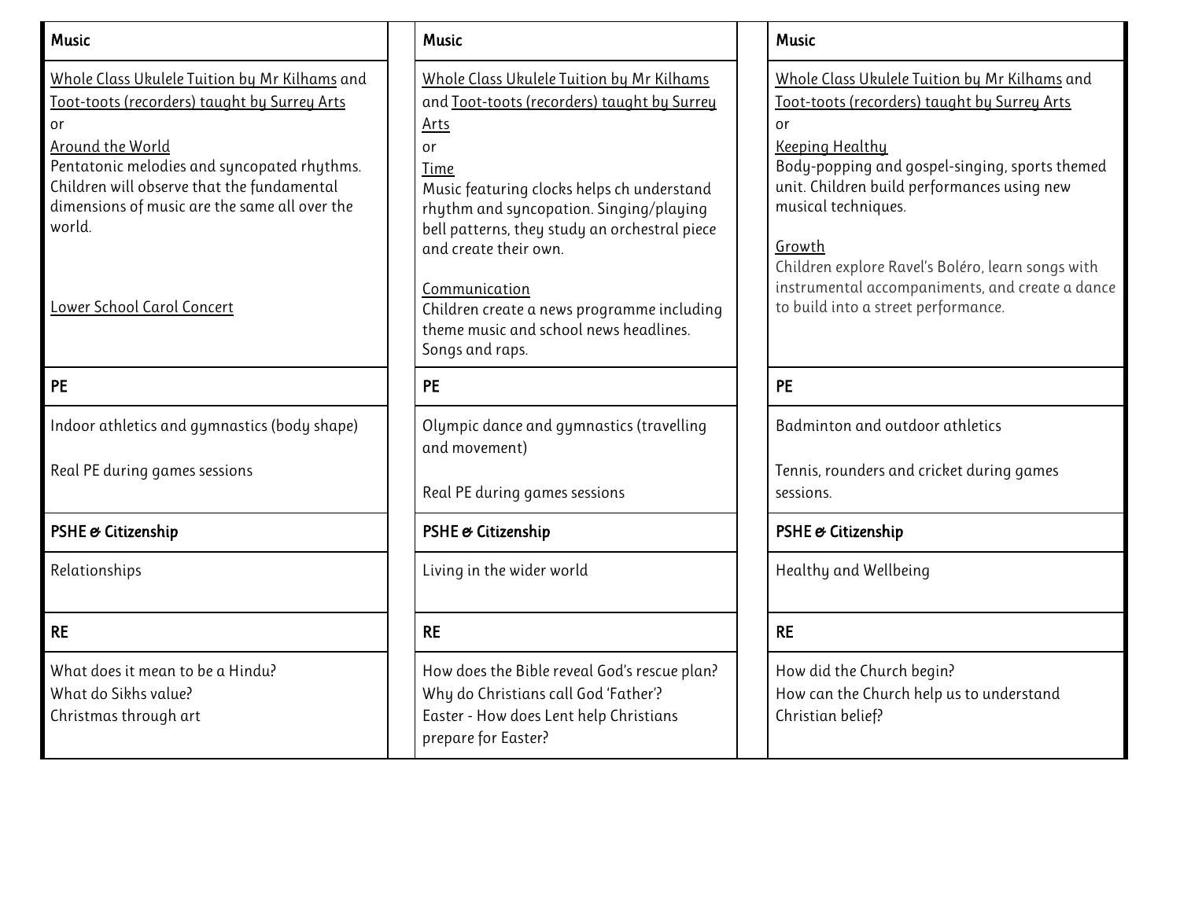| | | |
|---|---|---|
| **Music** | **Music** | **Music** |
| Whole Class Ukulele Tuition by Mr Kilhams and Toot-toots (recorders) taught by Surrey Arts<br>or<br>Around the World<br>Pentatonic melodies and syncopated rhythms. Children will observe that the fundamental dimensions of music are the same all over the world.<br><br>Lower School Carol Concert | Whole Class Ukulele Tuition by Mr Kilhams and Toot-toots (recorders) taught by Surrey Arts<br>or<br>Time<br>Music featuring clocks helps ch understand rhythm and syncopation. Singing/playing bell patterns, they study an orchestral piece and create their own.<br><br>Communication<br>Children create a news programme including theme music and school news headlines. Songs and raps. | Whole Class Ukulele Tuition by Mr Kilhams and Toot-toots (recorders) taught by Surrey Arts<br>or<br>Keeping Healthy<br>Body-popping and gospel-singing, sports themed unit. Children build performances using new musical techniques.<br><br>Growth<br>Children explore Ravel's Boléro, learn songs with instrumental accompaniments, and create a dance to build into a street performance. |
| **PE** | **PE** | **PE** |
| Indoor athletics and gymnastics (body shape)<br><br>Real PE during games sessions | Olympic dance and gymnastics (travelling and movement)<br><br>Real PE during games sessions | Badminton and outdoor athletics<br><br>Tennis, rounders and cricket during games sessions. |
| **PSHE & Citizenship** | **PSHE & Citizenship** | **PSHE & Citizenship** |
| Relationships | Living in the wider world | Healthy and Wellbeing |
| **RE** | **RE** | **RE** |
| What does it mean to be a Hindu?<br>What do Sikhs value?<br>Christmas through art | How does the Bible reveal God's rescue plan?<br>Why do Christians call God 'Father'?<br>Easter - How does Lent help Christians prepare for Easter? | How did the Church begin?<br>How can the Church help us to understand Christian belief? |